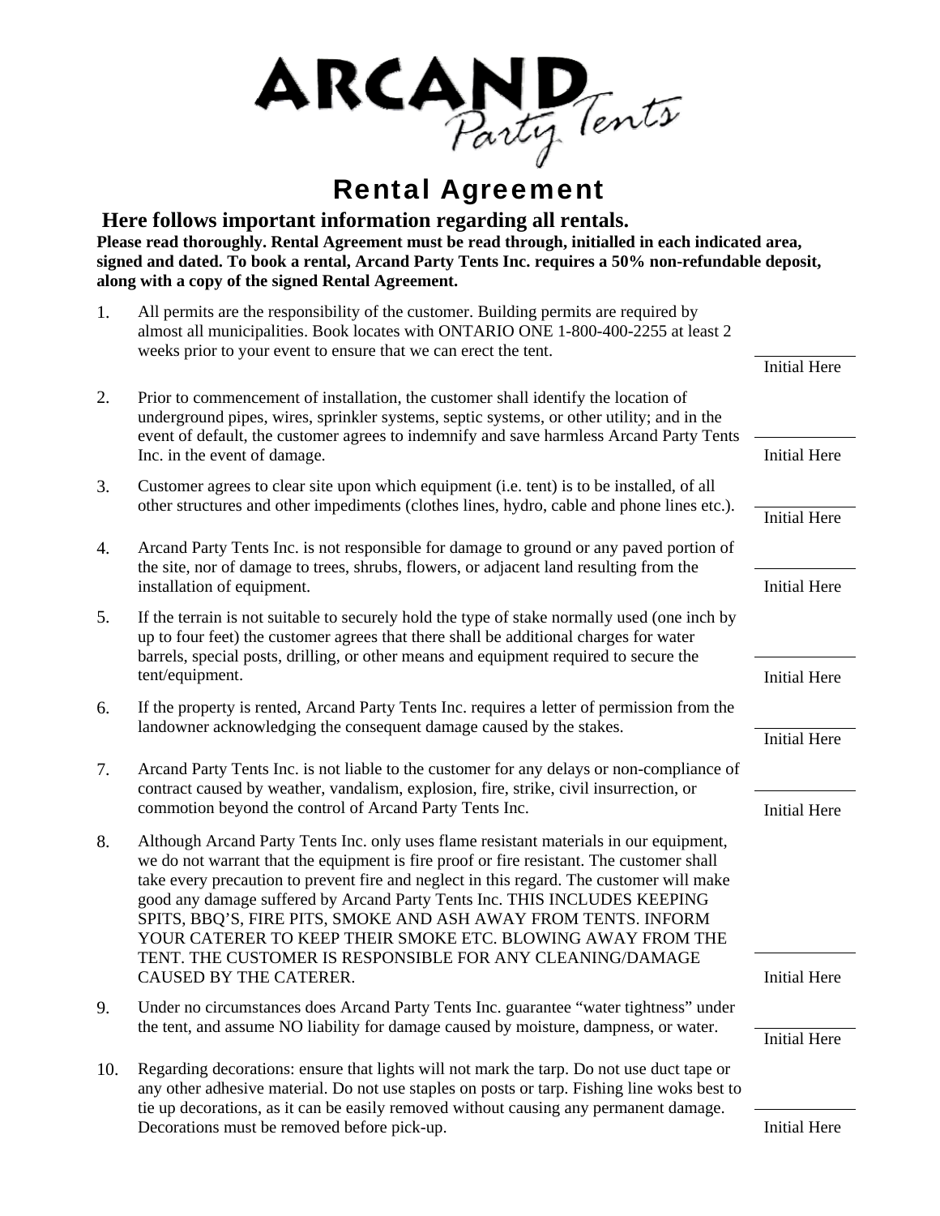# ARCAND Party Tents

## Rental Agreement

**Here follows important information regarding all rentals.**

**Please read thoroughly. Rental Agreement must be read through, initialled in each indicated area, signed and dated. To book a rental, Arcand Party Tents Inc. requires a 50% non-refundable deposit, along with a copy of the signed Rental Agreement.**

1. All permits are the responsibility of the customer. Building permits are required by almost all municipalities. Book locates with ONTARIO ONE 1-800-400-2255 at least 2 weeks prior to your event to ensure that we can erect the tent.

   ______ Initial Here

2. Prior to commencement of installation, the customer shall identify the location of underground pipes, wires, sprinkler systems, septic systems, or other utility; and in the event of default, the customer agrees to indemnify and save harmless Arcand Party Tents Inc. in the event of damage.

   ______ Initial Here

3. Customer agrees to clear site upon which equipment (i.e. tent) is to be installed, of all other structures and other impediments (clothes lines, hydro, cable and phone lines etc.).

   ______ Initial Here

4. Arcand Party Tents Inc. is not responsible for damage to ground or any paved portion of the site, nor of damage to trees, shrubs, flowers, or adjacent land resulting from the installation of equipment.

   ______ Initial Here

5. If the terrain is not suitable to securely hold the type of stake normally used (one inch by up to four feet) the customer agrees that there shall be additional charges for water barrels, special posts, drilling, or other means and equipment required to secure the tent/equipment.

   ______ Initial Here

6. If the property is rented, Arcand Party Tents Inc. requires a letter of permission from the landowner acknowledging the consequent damage caused by the stakes.

   ______ Initial Here

7. Arcand Party Tents Inc. is not liable to the customer for any delays or non-compliance of contract caused by weather, vandalism, explosion, fire, strike, civil insurrection, or commotion beyond the control of Arcand Party Tents Inc.

   ______ Initial Here

8. Although Arcand Party Tents Inc. only uses flame resistant materials in our equipment, we do not warrant that the equipment is fire proof or fire resistant. The customer shall take every precaution to prevent fire and neglect in this regard. The customer will make good any damage suffered by Arcand Party Tents Inc. THIS INCLUDES KEEPING SPITS, BBQ'S, FIRE PITS, SMOKE AND ASH AWAY FROM TENTS. INFORM YOUR CATERER TO KEEP THEIR SMOKE ETC. BLOWING AWAY FROM THE TENT. THE CUSTOMER IS RESPONSIBLE FOR ANY CLEANING/DAMAGE CAUSED BY THE CATERER.

   ______ Initial Here

9. Under no circumstances does Arcand Party Tents Inc. guarantee "water tightness" under the tent, and assume NO liability for damage caused by moisture, dampness, or water.

   ______ Initial Here

10. Regarding decorations: ensure that lights will not mark the tarp. Do not use duct tape or any other adhesive material. Do not use staples on posts or tarp. Fishing line woks best to tie up decorations, as it can be easily removed without causing any permanent damage. Decorations must be removed before pick-up.

    ______ Initial Here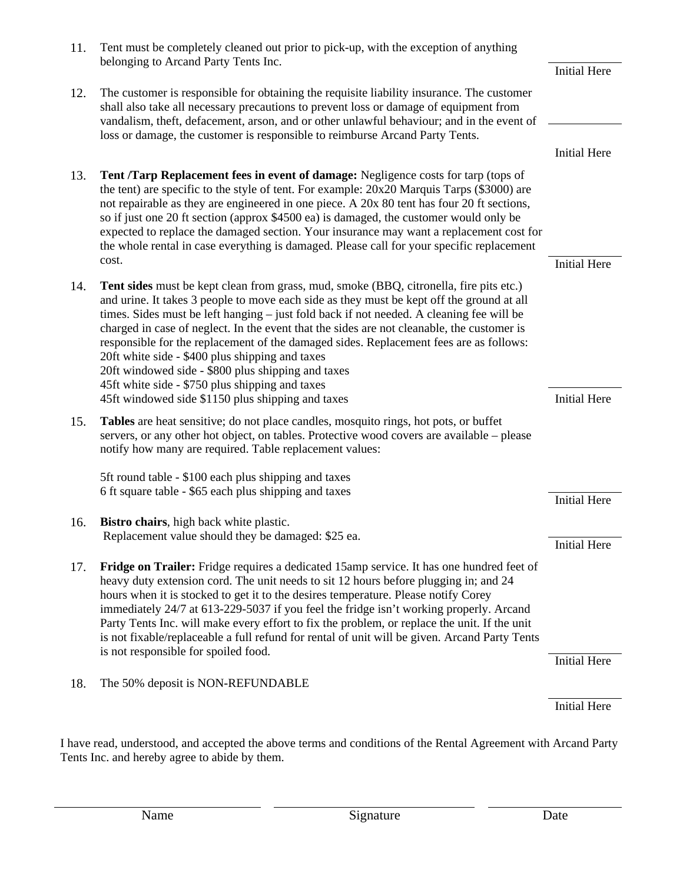11. Tent must be completely cleaned out prior to pick-up, with the exception of anything belonging to Arcand Party Tents Inc.

    \_\_\_\_\_\_\_\_\_\_ Initial Here

12. The customer is responsible for obtaining the requisite liability insurance. The customer shall also take all necessary precautions to prevent loss or damage of equipment from vandalism, theft, defacement, arson, and or other unlawful behaviour; and in the event of loss or damage, the customer is responsible to reimburse Arcand Party Tents.

    \_\_\_\_\_\_\_\_\_\_ Initial Here

13. **Tent /Tarp Replacement fees in event of damage:** Negligence costs for tarp (tops of the tent) are specific to the style of tent. For example: 20x20 Marquis Tarps ($3000) are not repairable as they are engineered in one piece. A 20x 80 tent has four 20 ft sections, so if just one 20 ft section (approx $4500 ea) is damaged, the customer would only be expected to replace the damaged section. Your insurance may want a replacement cost for the whole rental in case everything is damaged. Please call for your specific replacement cost.

    \_\_\_\_\_\_\_\_\_\_ Initial Here

14. **Tent sides** must be kept clean from grass, mud, smoke (BBQ, citronella, fire pits etc.) and urine. It takes 3 people to move each side as they must be kept off the ground at all times. Sides must be left hanging – just fold back if not needed. A cleaning fee will be charged in case of neglect. In the event that the sides are not cleanable, the customer is responsible for the replacement of the damaged sides. Replacement fees are as follows:
    20ft white side - $400 plus shipping and taxes
    20ft windowed side - $800 plus shipping and taxes
    45ft white side - $750 plus shipping and taxes
    45ft windowed side $1150 plus shipping and taxes

    \_\_\_\_\_\_\_\_\_\_ Initial Here

15. **Tables** are heat sensitive; do not place candles, mosquito rings, hot pots, or buffet servers, or any other hot object, on tables. Protective wood covers are available – please notify how many are required. Table replacement values:

    5ft round table - $100 each plus shipping and taxes
    6 ft square table - $65 each plus shipping and taxes

    \_\_\_\_\_\_\_\_\_\_ Initial Here

16. **Bistro chairs**, high back white plastic.
    Replacement value should they be damaged: $25 ea.

    \_\_\_\_\_\_\_\_\_\_ Initial Here

17. **Fridge on Trailer:** Fridge requires a dedicated 15amp service. It has one hundred feet of heavy duty extension cord. The unit needs to sit 12 hours before plugging in; and 24 hours when it is stocked to get it to the desires temperature. Please notify Corey immediately 24/7 at 613-229-5037 if you feel the fridge isn't working properly. Arcand Party Tents Inc. will make every effort to fix the problem, or replace the unit. If the unit is not fixable/replaceable a full refund for rental of unit will be given. Arcand Party Tents is not responsible for spoiled food.

    \_\_\_\_\_\_\_\_\_\_ Initial Here

18. The 50% deposit is NON-REFUNDABLE

    \_\_\_\_\_\_\_\_\_\_ Initial Here

I have read, understood, and accepted the above terms and conditions of the Rental Agreement with Arcand Party Tents Inc. and hereby agree to abide by them.

| Name | Signature | Date |
| --- | --- | --- |
| | | |